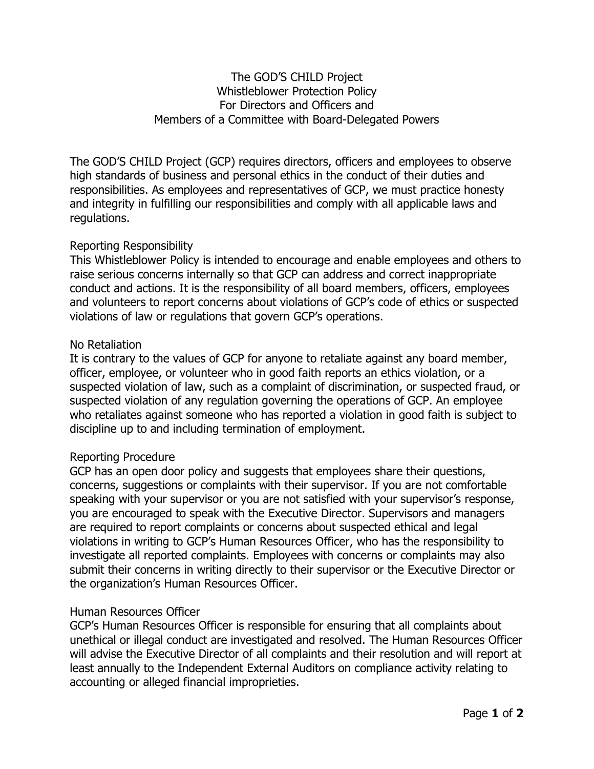# The GOD'S CHILD Project
# Whistleblower Protection Policy
# For Directors and Officers and
# Members of a Committee with Board-Delegated Powers

The GOD'S CHILD Project (GCP) requires directors, officers and employees to observe high standards of business and personal ethics in the conduct of their duties and responsibilities. As employees and representatives of GCP, we must practice honesty and integrity in fulfilling our responsibilities and comply with all applicable laws and regulations.

## Reporting Responsibility

This Whistleblower Policy is intended to encourage and enable employees and others to raise serious concerns internally so that GCP can address and correct inappropriate conduct and actions. It is the responsibility of all board members, officers, employees and volunteers to report concerns about violations of GCP's code of ethics or suspected violations of law or regulations that govern GCP's operations.

## No Retaliation

It is contrary to the values of GCP for anyone to retaliate against any board member, officer, employee, or volunteer who in good faith reports an ethics violation, or a suspected violation of law, such as a complaint of discrimination, or suspected fraud, or suspected violation of any regulation governing the operations of GCP. An employee who retaliates against someone who has reported a violation in good faith is subject to discipline up to and including termination of employment.

## Reporting Procedure

GCP has an open door policy and suggests that employees share their questions, concerns, suggestions or complaints with their supervisor. If you are not comfortable speaking with your supervisor or you are not satisfied with your supervisor's response, you are encouraged to speak with the Executive Director. Supervisors and managers are required to report complaints or concerns about suspected ethical and legal violations in writing to GCP's Human Resources Officer, who has the responsibility to investigate all reported complaints. Employees with concerns or complaints may also submit their concerns in writing directly to their supervisor or the Executive Director or the organization's Human Resources Officer.

## Human Resources Officer

GCP's Human Resources Officer is responsible for ensuring that all complaints about unethical or illegal conduct are investigated and resolved. The Human Resources Officer will advise the Executive Director of all complaints and their resolution and will report at least annually to the Independent External Auditors on compliance activity relating to accounting or alleged financial improprieties.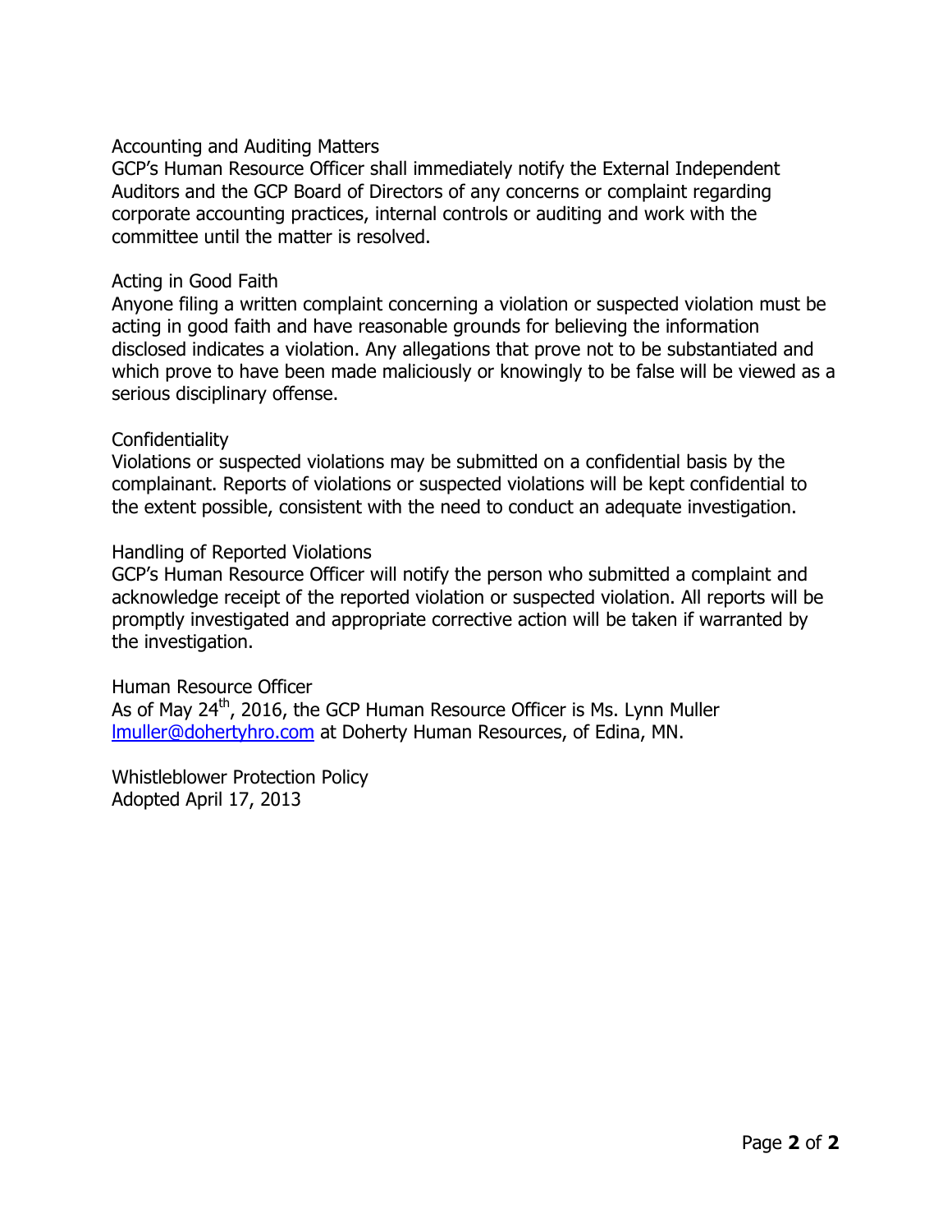### Accounting and Auditing Matters

GCP's Human Resource Officer shall immediately notify the External Independent Auditors and the GCP Board of Directors of any concerns or complaint regarding corporate accounting practices, internal controls or auditing and work with the committee until the matter is resolved.

### Acting in Good Faith

Anyone filing a written complaint concerning a violation or suspected violation must be acting in good faith and have reasonable grounds for believing the information disclosed indicates a violation. Any allegations that prove not to be substantiated and which prove to have been made maliciously or knowingly to be false will be viewed as a serious disciplinary offense.

### Confidentiality

Violations or suspected violations may be submitted on a confidential basis by the complainant. Reports of violations or suspected violations will be kept confidential to the extent possible, consistent with the need to conduct an adequate investigation.

### Handling of Reported Violations

GCP's Human Resource Officer will notify the person who submitted a complaint and acknowledge receipt of the reported violation or suspected violation. All reports will be promptly investigated and appropriate corrective action will be taken if warranted by the investigation.

### Human Resource Officer

As of May 24th, 2016, the GCP Human Resource Officer is Ms. Lynn Muller [lmuller@dohertyhro.com](mailto:lmuller@dohertyhro.com) at Doherty Human Resources, of Edina, MN.

Whistleblower Protection Policy
Adopted April 17, 2013